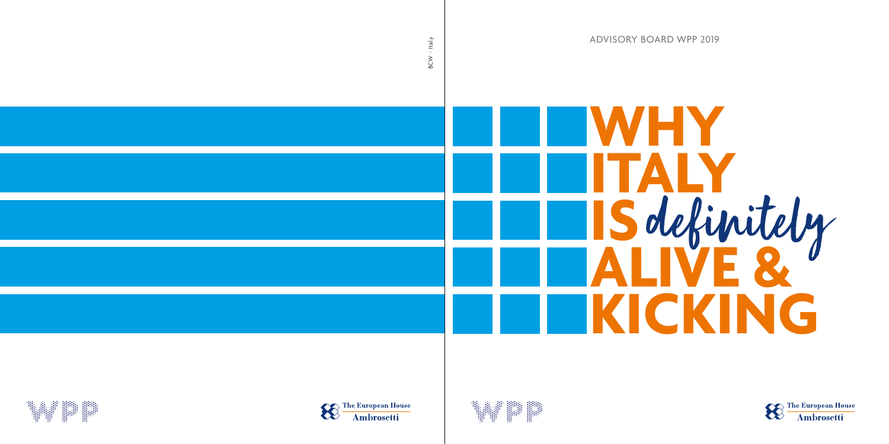BCW - Italy

ADVISORY BOARD WPP 2019

# WHY ITALY IS *definitely* ALIVE & KICKING

WPP

The European House Ambrosetti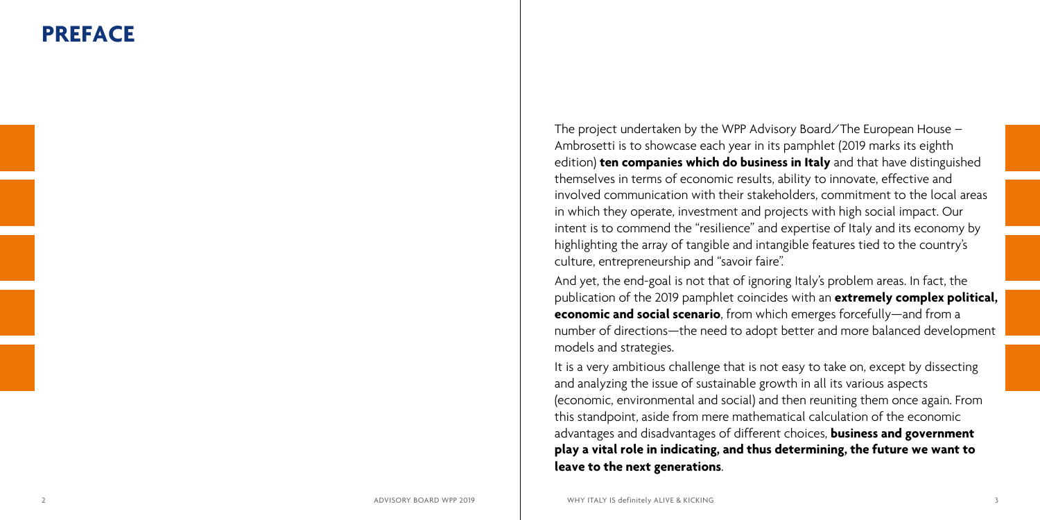# PREFACE

The project undertaken by the WPP Advisory Board/The European House – Ambrosetti is to showcase each year in its pamphlet (2019 marks its eighth edition) **ten companies which do business in Italy** and that have distinguished themselves in terms of economic results, ability to innovate, effective and involved communication with their stakeholders, commitment to the local areas in which they operate, investment and projects with high social impact. Our intent is to commend the "resilience" and expertise of Italy and its economy by highlighting the array of tangible and intangible features tied to the country's culture, entrepreneurship and "savoir faire".

And yet, the end-goal is not that of ignoring Italy's problem areas. In fact, the publication of the 2019 pamphlet coincides with an **extremely complex political, economic and social scenario**, from which emerges forcefully—and from a number of directions—the need to adopt better and more balanced development models and strategies.

It is a very ambitious challenge that is not easy to take on, except by dissecting and analyzing the issue of sustainable growth in all its various aspects (economic, environmental and social) and then reuniting them once again. From this standpoint, aside from mere mathematical calculation of the economic advantages and disadvantages of different choices, **business and government play a vital role in indicating, and thus determining, the future we want to leave to the next generations**.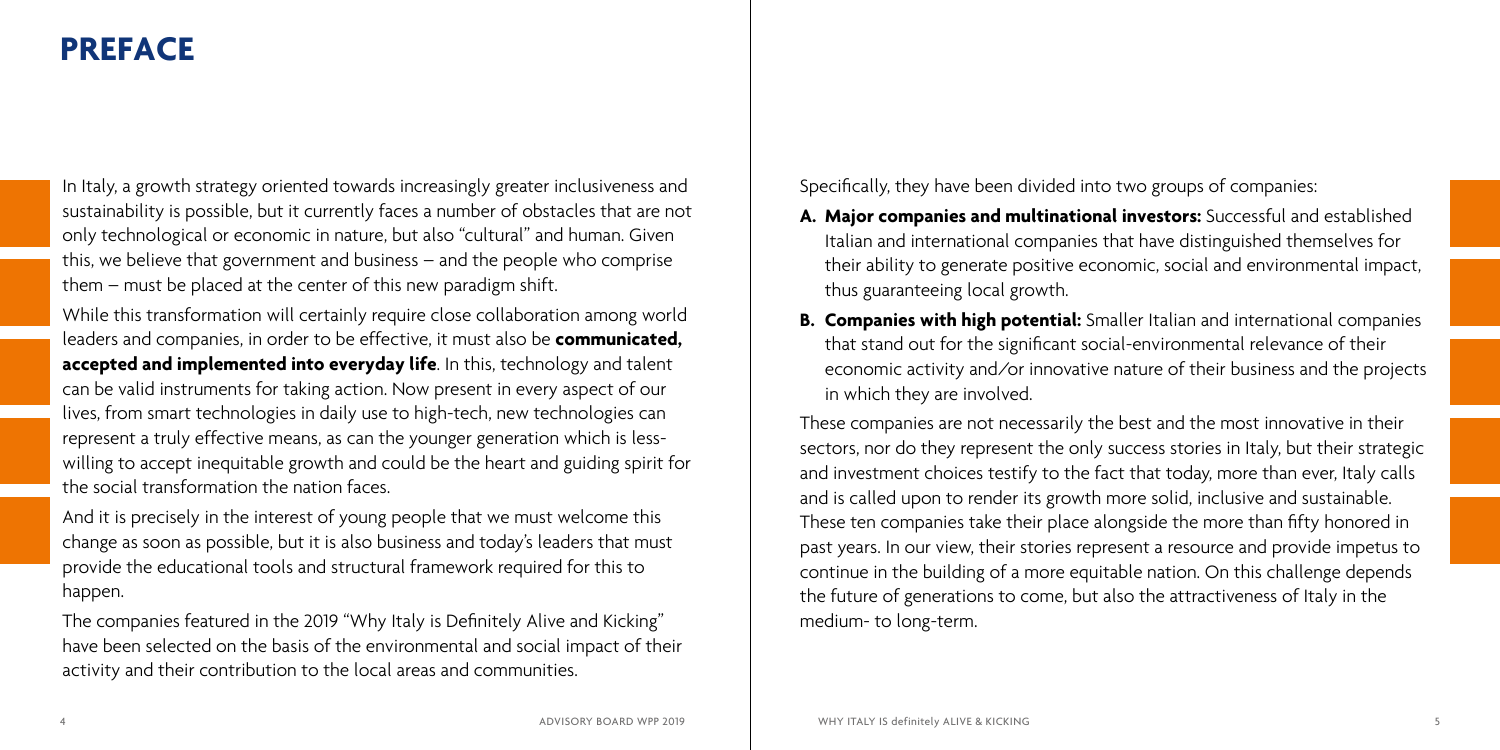# PREFACE

In Italy, a growth strategy oriented towards increasingly greater inclusiveness and sustainability is possible, but it currently faces a number of obstacles that are not only technological or economic in nature, but also "cultural" and human. Given this, we believe that government and business – and the people who comprise them – must be placed at the center of this new paradigm shift.

While this transformation will certainly require close collaboration among world leaders and companies, in order to be effective, it must also be **communicated, accepted and implemented into everyday life**. In this, technology and talent can be valid instruments for taking action. Now present in every aspect of our lives, from smart technologies in daily use to high-tech, new technologies can represent a truly effective means, as can the younger generation which is less-willing to accept inequitable growth and could be the heart and guiding spirit for the social transformation the nation faces.

And it is precisely in the interest of young people that we must welcome this change as soon as possible, but it is also business and today's leaders that must provide the educational tools and structural framework required for this to happen.

The companies featured in the 2019 "Why Italy is Definitely Alive and Kicking" have been selected on the basis of the environmental and social impact of their activity and their contribution to the local areas and communities.

Specifically, they have been divided into two groups of companies:

- **A. Major companies and multinational investors:** Successful and established Italian and international companies that have distinguished themselves for their ability to generate positive economic, social and environmental impact, thus guaranteeing local growth.
- **B. Companies with high potential:** Smaller Italian and international companies that stand out for the significant social-environmental relevance of their economic activity and/or innovative nature of their business and the projects in which they are involved.

These companies are not necessarily the best and the most innovative in their sectors, nor do they represent the only success stories in Italy, but their strategic and investment choices testify to the fact that today, more than ever, Italy calls and is called upon to render its growth more solid, inclusive and sustainable. These ten companies take their place alongside the more than fifty honored in past years. In our view, their stories represent a resource and provide impetus to continue in the building of a more equitable nation. On this challenge depends the future of generations to come, but also the attractiveness of Italy in the medium- to long-term.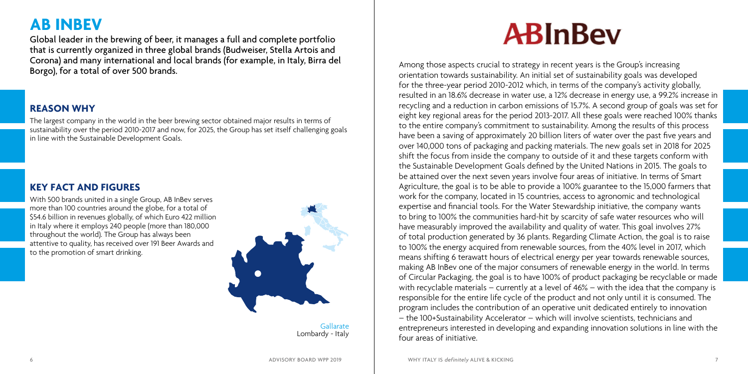# AB INBEV

Global leader in the brewing of beer, it manages a full and complete portfolio that is currently organized in three global brands (Budweiser, Stella Artois and Corona) and many international and local brands (for example, in Italy, Birra del Borgo), for a total of over 500 brands.

## REASON WHY

The largest company in the world in the beer brewing sector obtained major results in terms of sustainability over the period 2010-2017 and now, for 2025, the Group has set itself challenging goals in line with the Sustainable Development Goals.

## KEY FACT AND FIGURES

With 500 brands united in a single Group, AB InBev serves more than 100 countries around the globe, for a total of $54.6 billion in revenues globally, of which Euro 422 million in Italy where it employs 240 people (more than 180,000 throughout the world). The Group has always been attentive to quality, has received over 191 Beer Awards and to the promotion of smart drinking.

Gallarate
Lombardy - Italy

ABInBev

Among those aspects crucial to strategy in recent years is the Group's increasing orientation towards sustainability. An initial set of sustainability goals was developed for the three-year period 2010-2012 which, in terms of the company's activity globally, resulted in an 18.6% decrease in water use, a 12% decrease in energy use, a 99.2% increase in recycling and a reduction in carbon emissions of 15.7%. A second group of goals was set for eight key regional areas for the period 2013-2017. All these goals were reached 100% thanks to the entire company's commitment to sustainability. Among the results of this process have been a saving of approximately 20 billion liters of water over the past five years and over 140,000 tons of packaging and packing materials. The new goals set in 2018 for 2025 shift the focus from inside the company to outside of it and these targets conform with the Sustainable Development Goals defined by the United Nations in 2015. The goals to be attained over the next seven years involve four areas of initiative. In terms of Smart Agriculture, the goal is to be able to provide a 100% guarantee to the 15,000 farmers that work for the company, located in 15 countries, access to agronomic and technological expertise and financial tools. For the Water Stewardship initiative, the company wants to bring to 100% the communities hard-hit by scarcity of safe water resources who will have measurably improved the availability and quality of water. This goal involves 27% of total production generated by 36 plants. Regarding Climate Action, the goal is to raise to 100% the energy acquired from renewable sources, from the 40% level in 2017, which means shifting 6 terawatt hours of electrical energy per year towards renewable sources, making AB InBev one of the major consumers of renewable energy in the world. In terms of Circular Packaging, the goal is to have 100% of product packaging be recyclable or made with recyclable materials – currently at a level of 46% – with the idea that the company is responsible for the entire life cycle of the product and not only until it is consumed. The program includes the contribution of an operative unit dedicated entirely to innovation – the 100+Sustainability Accelerator – which will involve scientists, technicians and entrepreneurs interested in developing and expanding innovation solutions in line with the four areas of initiative.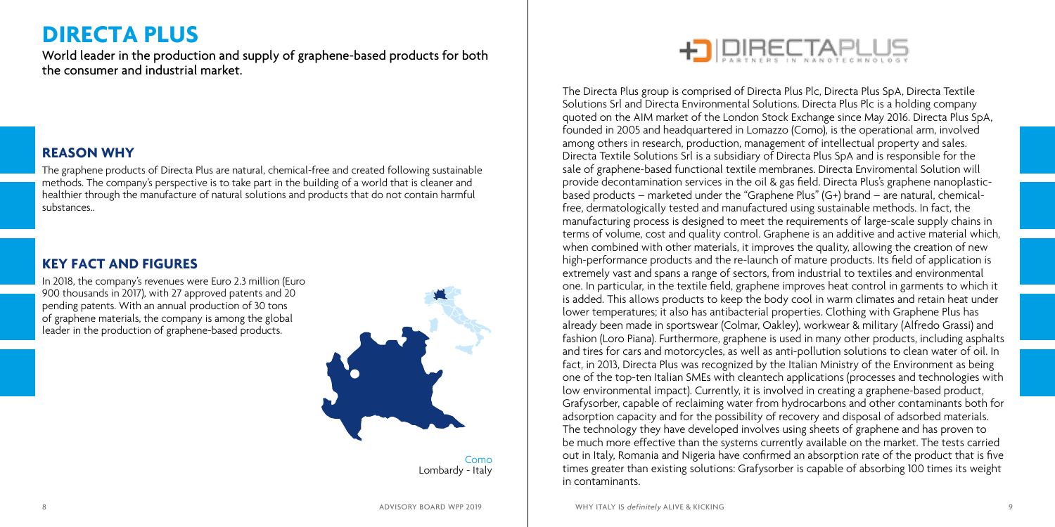# DIRECTA PLUS

World leader in the production and supply of graphene-based products for both the consumer and industrial market.

## REASON WHY

The graphene products of Directa Plus are natural, chemical-free and created following sustainable methods. The company's perspective is to take part in the building of a world that is cleaner and healthier through the manufacture of natural solutions and products that do not contain harmful substances..

## KEY FACT AND FIGURES

In 2018, the company's revenues were Euro 2.3 million (Euro 900 thousands in 2017), with 27 approved patents and 20 pending patents. With an annual production of 30 tons of graphene materials, the company is among the global leader in the production of graphene-based products.

Como
Lombardy - Italy

DIRECTAPLUS
PARTNERS IN NANOTECHNOLOGY

The Directa Plus group is comprised of Directa Plus Plc, Directa Plus SpA, Directa Textile Solutions Srl and Directa Environmental Solutions. Directa Plus Plc is a holding company quoted on the AIM market of the London Stock Exchange since May 2016. Directa Plus SpA, founded in 2005 and headquartered in Lomazzo (Como), is the operational arm, involved among others in research, production, management of intellectual property and sales. Directa Textile Solutions Srl is a subsidiary of Directa Plus SpA and is responsible for the sale of graphene-based functional textile membranes. Directa Enviromental Solution will provide decontamination services in the oil & gas field. Directa Plus's graphene nanoplastic-based products – marketed under the "Graphene Plus" (G+) brand – are natural, chemical-free, dermatologically tested and manufactured using sustainable methods. In fact, the manufacturing process is designed to meet the requirements of large-scale supply chains in terms of volume, cost and quality control. Graphene is an additive and active material which, when combined with other materials, it improves the quality, allowing the creation of new high-performance products and the re-launch of mature products. Its field of application is extremely vast and spans a range of sectors, from industrial to textiles and environmental one. In particular, in the textile field, graphene improves heat control in garments to which it is added. This allows products to keep the body cool in warm climates and retain heat under lower temperatures; it also has antibacterial properties. Clothing with Graphene Plus has already been made in sportswear (Colmar, Oakley), workwear & military (Alfredo Grassi) and fashion (Loro Piana). Furthermore, graphene is used in many other products, including asphalts and tires for cars and motorcycles, as well as anti-pollution solutions to clean water of oil. In fact, in 2013, Directa Plus was recognized by the Italian Ministry of the Environment as being one of the top-ten Italian SMEs with cleantech applications (processes and technologies with low environmental impact). Currently, it is involved in creating a graphene-based product, Grafysorber, capable of reclaiming water from hydrocarbons and other contaminants both for adsorption capacity and for the possibility of recovery and disposal of adsorbed materials. The technology they have developed involves using sheets of graphene and has proven to be much more effective than the systems currently available on the market. The tests carried out in Italy, Romania and Nigeria have confirmed an absorption rate of the product that is five times greater than existing solutions: Grafysorber is capable of absorbing 100 times its weight in contaminants.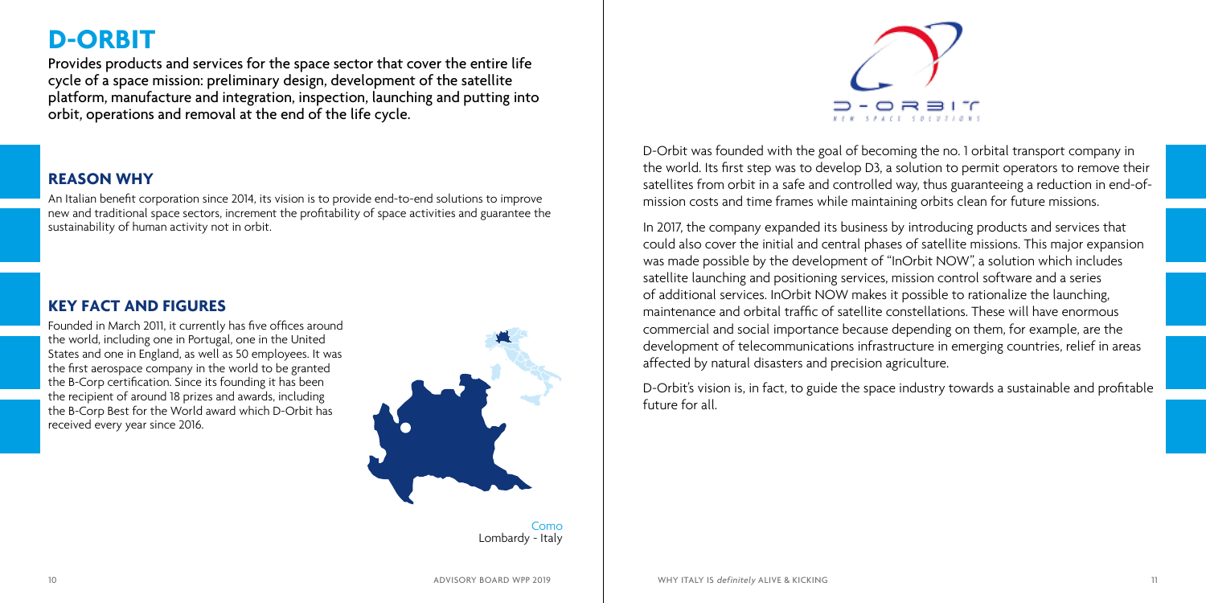# D-ORBIT

Provides products and services for the space sector that cover the entire life cycle of a space mission: preliminary design, development of the satellite platform, manufacture and integration, inspection, launching and putting into orbit, operations and removal at the end of the life cycle.

## REASON WHY

An Italian benefit corporation since 2014, its vision is to provide end-to-end solutions to improve new and traditional space sectors, increment the profitability of space activities and guarantee the sustainability of human activity not in orbit.

## KEY FACT AND FIGURES

Founded in March 2011, it currently has five offices around the world, including one in Portugal, one in the United States and one in England, as well as 50 employees. It was the first aerospace company in the world to be granted the B-Corp certification. Since its founding it has been the recipient of around 18 prizes and awards, including the B-Corp Best for the World award which D-Orbit has received every year since 2016.

Como
Lombardy - Italy

D-Orbit was founded with the goal of becoming the no. 1 orbital transport company in the world. Its first step was to develop D3, a solution to permit operators to remove their satellites from orbit in a safe and controlled way, thus guaranteeing a reduction in end-of-mission costs and time frames while maintaining orbits clean for future missions.

In 2017, the company expanded its business by introducing products and services that could also cover the initial and central phases of satellite missions. This major expansion was made possible by the development of "InOrbit NOW", a solution which includes satellite launching and positioning services, mission control software and a series of additional services. InOrbit NOW makes it possible to rationalize the launching, maintenance and orbital traffic of satellite constellations. These will have enormous commercial and social importance because depending on them, for example, are the development of telecommunications infrastructure in emerging countries, relief in areas affected by natural disasters and precision agriculture.

D-Orbit's vision is, in fact, to guide the space industry towards a sustainable and profitable future for all.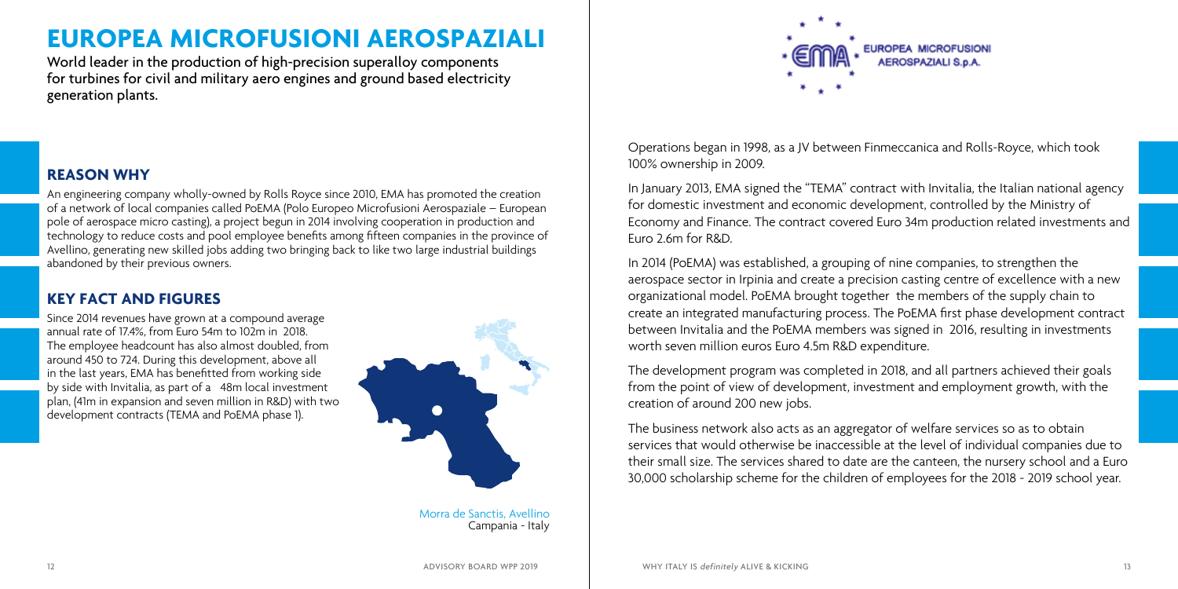# EUROPEA MICROFUSIONI AEROSPAZIALI

World leader in the production of high-precision superalloy components for turbines for civil and military aero engines and ground based electricity generation plants.

## REASON WHY

An engineering company wholly-owned by Rolls Royce since 2010, EMA has promoted the creation of a network of local companies called PoEMA (Polo Europeo Microfusioni Aerospaziale – European pole of aerospace micro casting), a project begun in 2014 involving cooperation in production and technology to reduce costs and pool employee benefits among fifteen companies in the province of Avellino, generating new skilled jobs adding two bringing back to like two large industrial buildings abandoned by their previous owners.

## KEY FACT AND FIGURES

Since 2014 revenues have grown at a compound average annual rate of 17.4%, from Euro 54m to 102m in 2018. The employee headcount has also almost doubled, from around 450 to 724. During this development, above all in the last years, EMA has benefitted from working side by side with Invitalia, as part of a 48m local investment plan, (41m in expansion and seven million in R&D) with two development contracts (TEMA and PoEMA phase 1).

Morra de Sanctis, Avellino
Campania - Italy

EUROPEA MICROFUSIONI AEROSPAZIALI S.p.A.

Operations began in 1998, as a JV between Finmeccanica and Rolls-Royce, which took 100% ownership in 2009.

In January 2013, EMA signed the "TEMA" contract with Invitalia, the Italian national agency for domestic investment and economic development, controlled by the Ministry of Economy and Finance. The contract covered Euro 34m production related investments and Euro 2.6m for R&D.

In 2014 (PoEMA) was established, a grouping of nine companies, to strengthen the aerospace sector in Irpinia and create a precision casting centre of excellence with a new organizational model. PoEMA brought together the members of the supply chain to create an integrated manufacturing process. The PoEMA first phase development contract between Invitalia and the PoEMA members was signed in 2016, resulting in investments worth seven million euros Euro 4.5m R&D expenditure.

The development program was completed in 2018, and all partners achieved their goals from the point of view of development, investment and employment growth, with the creation of around 200 new jobs.

The business network also acts as an aggregator of welfare services so as to obtain services that would otherwise be inaccessible at the level of individual companies due to their small size. The services shared to date are the canteen, the nursery school and a Euro 30,000 scholarship scheme for the children of employees for the 2018 - 2019 school year.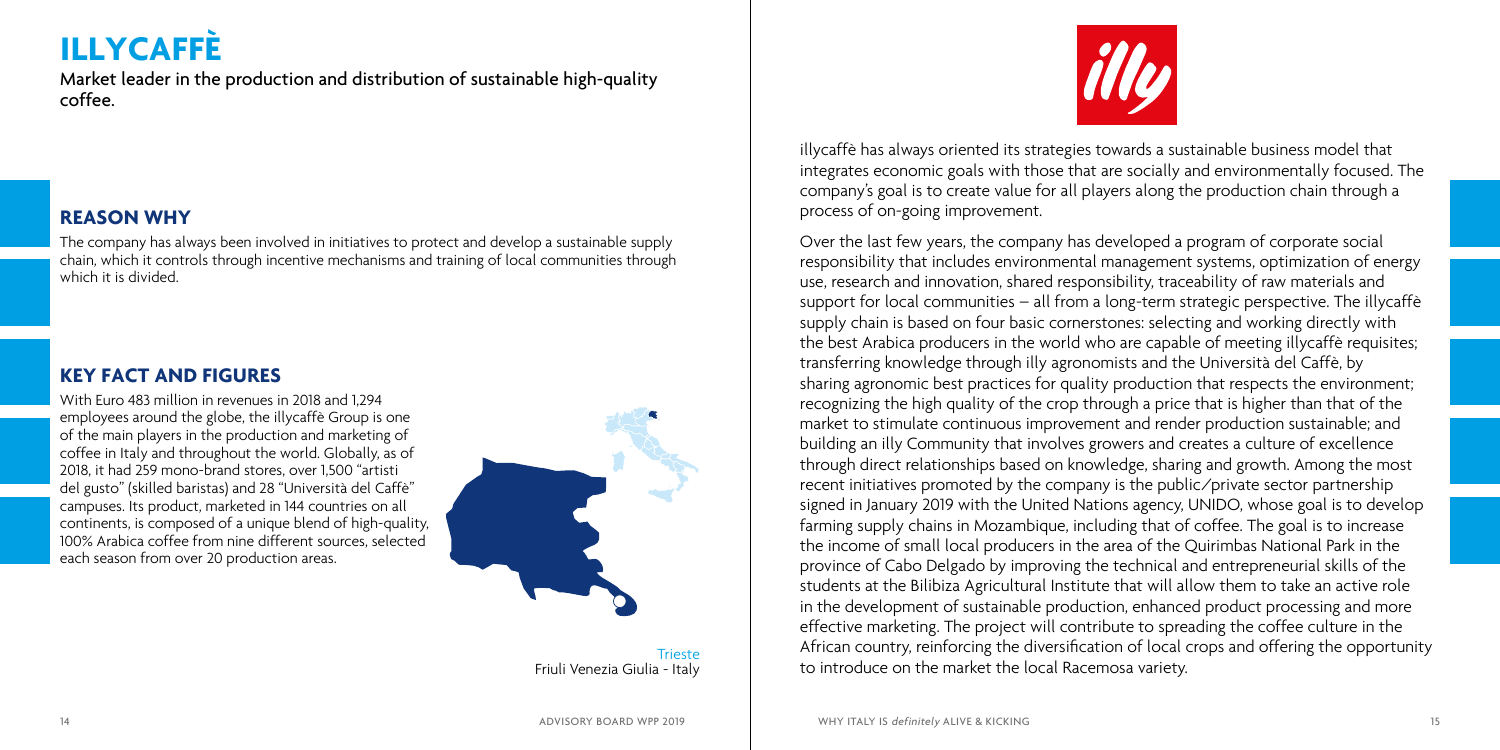# ILLYCAFFÈ

Market leader in the production and distribution of sustainable high-quality coffee.

## REASON WHY

The company has always been involved in initiatives to protect and develop a sustainable supply chain, which it controls through incentive mechanisms and training of local communities through which it is divided.

## KEY FACT AND FIGURES

With Euro 483 million in revenues in 2018 and 1,294 employees around the globe, the illycaffè Group is one of the main players in the production and marketing of coffee in Italy and throughout the world. Globally, as of 2018, it had 259 mono-brand stores, over 1,500 "artisti del gusto" (skilled baristas) and 28 "Università del Caffè" campuses. Its product, marketed in 144 countries on all continents, is composed of a unique blend of high-quality, 100% Arabica coffee from nine different sources, selected each season from over 20 production areas.

Trieste
Friuli Venezia Giulia - Italy

illycaffè has always oriented its strategies towards a sustainable business model that integrates economic goals with those that are socially and environmentally focused. The company's goal is to create value for all players along the production chain through a process of on-going improvement.

Over the last few years, the company has developed a program of corporate social responsibility that includes environmental management systems, optimization of energy use, research and innovation, shared responsibility, traceability of raw materials and support for local communities – all from a long-term strategic perspective. The illycaffè supply chain is based on four basic cornerstones: selecting and working directly with the best Arabica producers in the world who are capable of meeting illycaffè requisites; transferring knowledge through illy agronomists and the Università del Caffè, by sharing agronomic best practices for quality production that respects the environment; recognizing the high quality of the crop through a price that is higher than that of the market to stimulate continuous improvement and render production sustainable; and building an illy Community that involves growers and creates a culture of excellence through direct relationships based on knowledge, sharing and growth. Among the most recent initiatives promoted by the company is the public/private sector partnership signed in January 2019 with the United Nations agency, UNIDO, whose goal is to develop farming supply chains in Mozambique, including that of coffee. The goal is to increase the income of small local producers in the area of the Quirimbas National Park in the province of Cabo Delgado by improving the technical and entrepreneurial skills of the students at the Bilibiza Agricultural Institute that will allow them to take an active role in the development of sustainable production, enhanced product processing and more effective marketing. The project will contribute to spreading the coffee culture in the African country, reinforcing the diversification of local crops and offering the opportunity to introduce on the market the local Racemosa variety.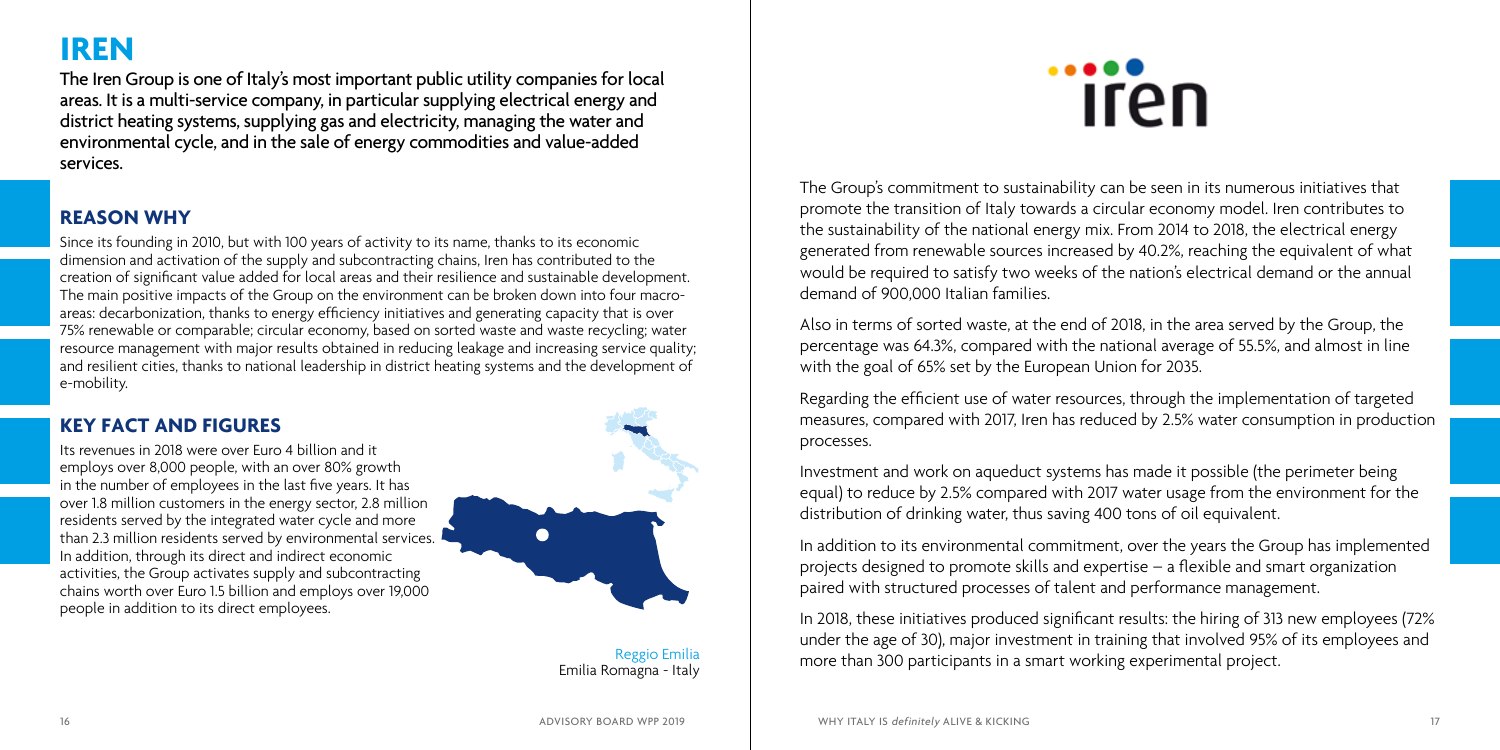# IREN

**The Iren Group is one of Italy's most important public utility companies for local areas. It is a multi-service company, in particular supplying electrical energy and district heating systems, supplying gas and electricity, managing the water and environmental cycle, and in the sale of energy commodities and value-added services.**

## REASON WHY

Since its founding in 2010, but with 100 years of activity to its name, thanks to its economic dimension and activation of the supply and subcontracting chains, Iren has contributed to the creation of significant value added for local areas and their resilience and sustainable development. The main positive impacts of the Group on the environment can be broken down into four macro-areas: decarbonization, thanks to energy efficiency initiatives and generating capacity that is over 75% renewable or comparable; circular economy, based on sorted waste and waste recycling; water resource management with major results obtained in reducing leakage and increasing service quality; and resilient cities, thanks to national leadership in district heating systems and the development of e-mobility.

## KEY FACT AND FIGURES

Its revenues in 2018 were over Euro 4 billion and it employs over 8,000 people, with an over 80% growth in the number of employees in the last five years. It has over 1.8 million customers in the energy sector, 2.8 million residents served by the integrated water cycle and more than 2.3 million residents served by environmental services. In addition, through its direct and indirect economic activities, the Group activates supply and subcontracting chains worth over Euro 1.5 billion and employs over 19,000 people in addition to its direct employees.

Reggio Emilia
Emilia Romagna - Italy

The Group's commitment to sustainability can be seen in its numerous initiatives that promote the transition of Italy towards a circular economy model. Iren contributes to the sustainability of the national energy mix. From 2014 to 2018, the electrical energy generated from renewable sources increased by 40.2%, reaching the equivalent of what would be required to satisfy two weeks of the nation's electrical demand or the annual demand of 900,000 Italian families.

Also in terms of sorted waste, at the end of 2018, in the area served by the Group, the percentage was 64.3%, compared with the national average of 55.5%, and almost in line with the goal of 65% set by the European Union for 2035.

Regarding the efficient use of water resources, through the implementation of targeted measures, compared with 2017, Iren has reduced by 2.5% water consumption in production processes.

Investment and work on aqueduct systems has made it possible (the perimeter being equal) to reduce by 2.5% compared with 2017 water usage from the environment for the distribution of drinking water, thus saving 400 tons of oil equivalent.

In addition to its environmental commitment, over the years the Group has implemented projects designed to promote skills and expertise – a flexible and smart organization paired with structured processes of talent and performance management.

In 2018, these initiatives produced significant results: the hiring of 313 new employees (72% under the age of 30), major investment in training that involved 95% of its employees and more than 300 participants in a smart working experimental project.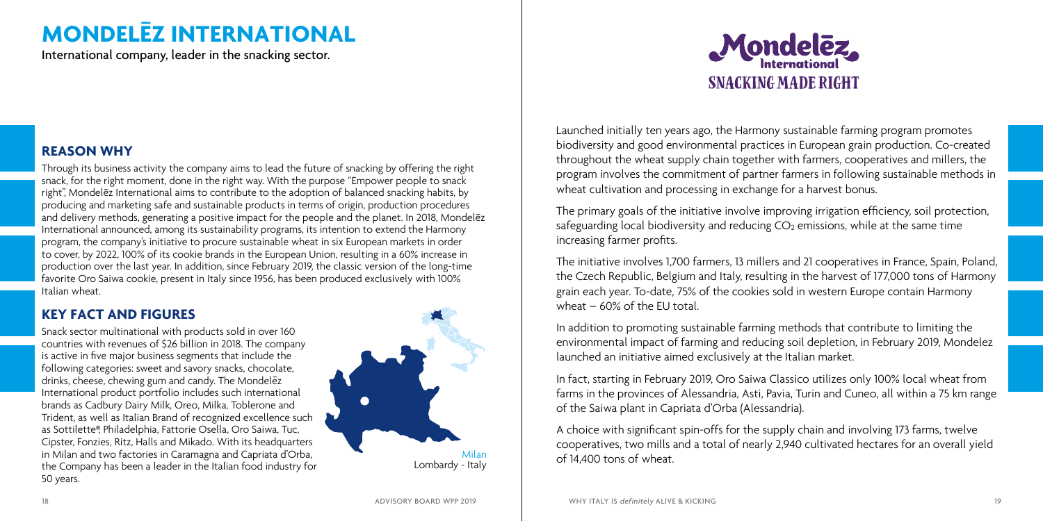# MONDELĒZ INTERNATIONAL

International company, leader in the snacking sector.

## REASON WHY

Through its business activity the company aims to lead the future of snacking by offering the right snack, for the right moment, done in the right way. With the purpose "Empower people to snack right", Mondelēz International aims to contribute to the adoption of balanced snacking habits, by producing and marketing safe and sustainable products in terms of origin, production procedures and delivery methods, generating a positive impact for the people and the planet. In 2018, Mondelēz International announced, among its sustainability programs, its intention to extend the Harmony program, the company's initiative to procure sustainable wheat in six European markets in order to cover, by 2022, 100% of its cookie brands in the European Union, resulting in a 60% increase in production over the last year. In addition, since February 2019, the classic version of the long-time favorite Oro Saiwa cookie, present in Italy since 1956, has been produced exclusively with 100% Italian wheat.

## KEY FACT AND FIGURES

Snack sector multinational with products sold in over 160 countries with revenues of $26 billion in 2018. The company is active in five major business segments that include the following categories: sweet and savory snacks, chocolate, drinks, cheese, chewing gum and candy. The Mondelēz International product portfolio includes such international brands as Cadbury Dairy Milk, Oreo, Milka, Toblerone and Trident, as well as Italian Brand of recognized excellence such as Sottilette®, Philadelphia, Fattorie Osella, Oro Saiwa, Tuc, Cipster, Fonzies, Ritz, Halls and Mikado. With its headquarters in Milan and two factories in Caramagna and Capriata d'Orba, the Company has been a leader in the Italian food industry for 50 years.

Milan
Lombardy - Italy

Mondelēz International
SNACKING MADE RIGHT

Launched initially ten years ago, the Harmony sustainable farming program promotes biodiversity and good environmental practices in European grain production. Co-created throughout the wheat supply chain together with farmers, cooperatives and millers, the program involves the commitment of partner farmers in following sustainable methods in wheat cultivation and processing in exchange for a harvest bonus.

The primary goals of the initiative involve improving irrigation efficiency, soil protection, safeguarding local biodiversity and reducing $CO_2$ emissions, while at the same time increasing farmer profits.

The initiative involves 1,700 farmers, 13 millers and 21 cooperatives in France, Spain, Poland, the Czech Republic, Belgium and Italy, resulting in the harvest of 177,000 tons of Harmony grain each year. To-date, 75% of the cookies sold in western Europe contain Harmony wheat – 60% of the EU total.

In addition to promoting sustainable farming methods that contribute to limiting the environmental impact of farming and reducing soil depletion, in February 2019, Mondelez launched an initiative aimed exclusively at the Italian market.

In fact, starting in February 2019, Oro Saiwa Classico utilizes only 100% local wheat from farms in the provinces of Alessandria, Asti, Pavia, Turin and Cuneo, all within a 75 km range of the Saiwa plant in Capriata d'Orba (Alessandria).

A choice with significant spin-offs for the supply chain and involving 173 farms, twelve cooperatives, two mills and a total of nearly 2,940 cultivated hectares for an overall yield of 14,400 tons of wheat.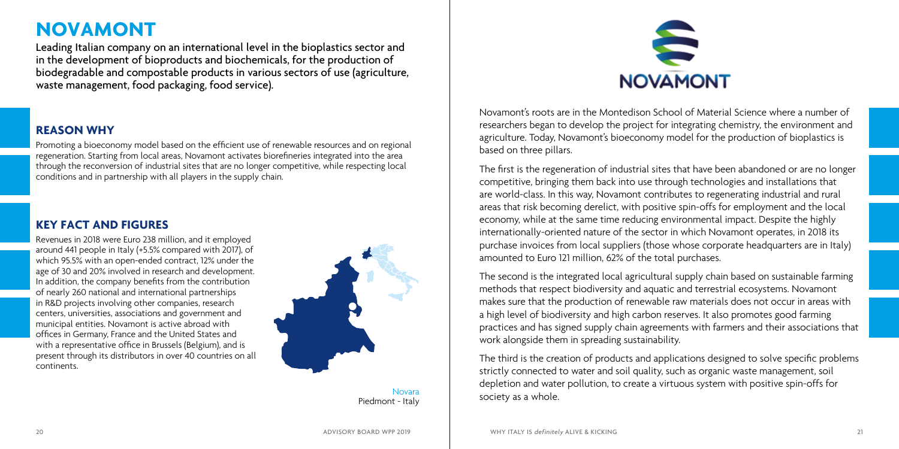# NOVAMONT

Leading Italian company on an international level in the bioplastics sector and in the development of bioproducts and biochemicals, for the production of biodegradable and compostable products in various sectors of use (agriculture, waste management, food packaging, food service).

## REASON WHY

Promoting a bioeconomy model based on the efficient use of renewable resources and on regional regeneration. Starting from local areas, Novamont activates biorefineries integrated into the area through the reconversion of industrial sites that are no longer competitive, while respecting local conditions and in partnership with all players in the supply chain.

## KEY FACT AND FIGURES

Revenues in 2018 were Euro 238 million, and it employed around 441 people in Italy (+5.5% compared with 2017), of which 95.5% with an open-ended contract, 12% under the age of 30 and 20% involved in research and development. In addition, the company benefits from the contribution of nearly 260 national and international partnerships in R&D projects involving other companies, research centers, universities, associations and government and municipal entities. Novamont is active abroad with offices in Germany, France and the United States and with a representative office in Brussels (Belgium), and is present through its distributors in over 40 countries on all continents.

Novara
Piedmont - Italy

NOVAMONT

Novamont's roots are in the Montedison School of Material Science where a number of researchers began to develop the project for integrating chemistry, the environment and agriculture. Today, Novamont's bioeconomy model for the production of bioplastics is based on three pillars.

The first is the regeneration of industrial sites that have been abandoned or are no longer competitive, bringing them back into use through technologies and installations that are world-class. In this way, Novamont contributes to regenerating industrial and rural areas that risk becoming derelict, with positive spin-offs for employment and the local economy, while at the same time reducing environmental impact. Despite the highly internationally-oriented nature of the sector in which Novamont operates, in 2018 its purchase invoices from local suppliers (those whose corporate headquarters are in Italy) amounted to Euro 121 million, 62% of the total purchases.

The second is the integrated local agricultural supply chain based on sustainable farming methods that respect biodiversity and aquatic and terrestrial ecosystems. Novamont makes sure that the production of renewable raw materials does not occur in areas with a high level of biodiversity and high carbon reserves. It also promotes good farming practices and has signed supply chain agreements with farmers and their associations that work alongside them in spreading sustainability.

The third is the creation of products and applications designed to solve specific problems strictly connected to water and soil quality, such as organic waste management, soil depletion and water pollution, to create a virtuous system with positive spin-offs for society as a whole.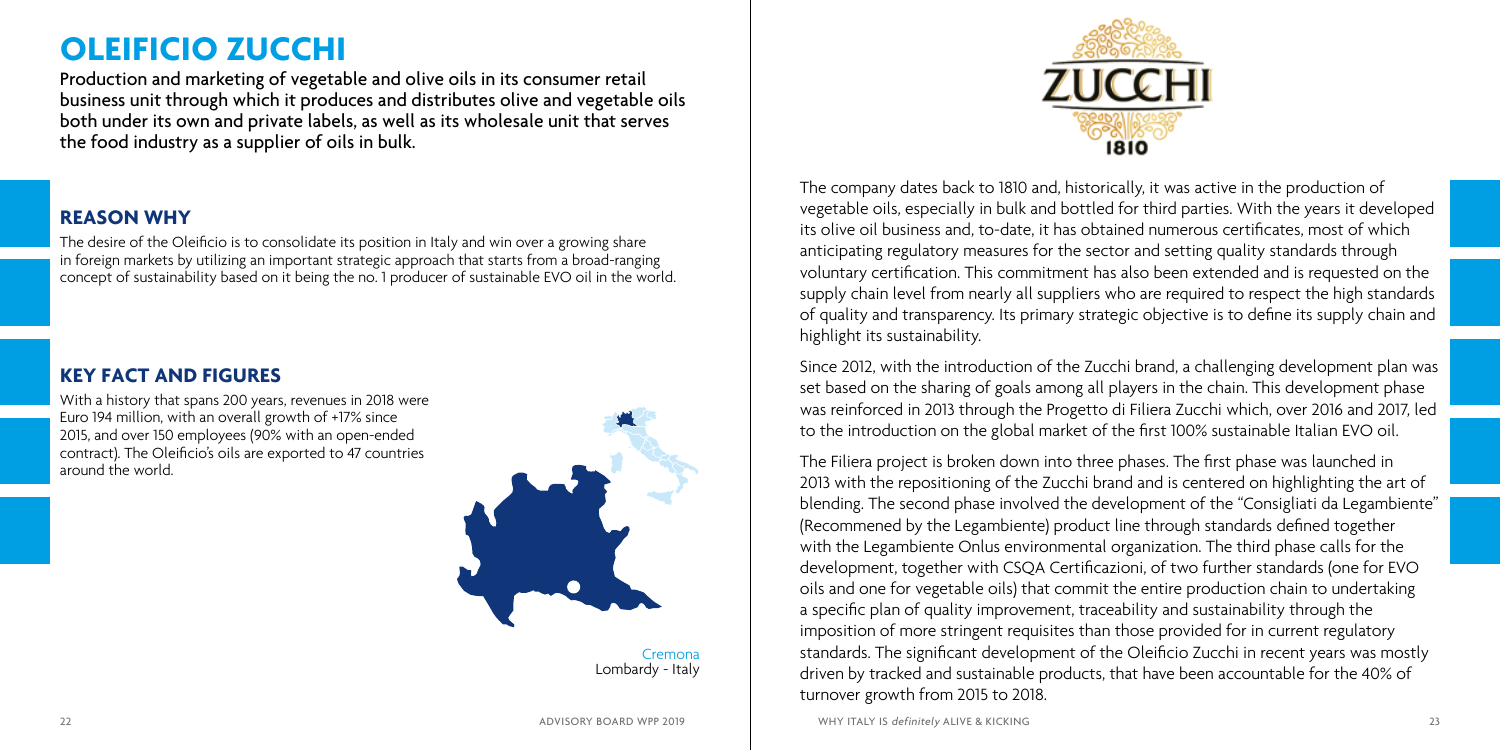# OLEIFICIO ZUCCHI

Production and marketing of vegetable and olive oils in its consumer retail business unit through which it produces and distributes olive and vegetable oils both under its own and private labels, as well as its wholesale unit that serves the food industry as a supplier of oils in bulk.

## REASON WHY

The desire of the Oleificio is to consolidate its position in Italy and win over a growing share in foreign markets by utilizing an important strategic approach that starts from a broad-ranging concept of sustainability based on it being the no. 1 producer of sustainable EVO oil in the world.

## KEY FACT AND FIGURES

With a history that spans 200 years, revenues in 2018 were Euro 194 million, with an overall growth of +17% since 2015, and over 150 employees (90% with an open-ended contract). The Oleificio's oils are exported to 47 countries around the world.

Cremona
Lombardy - Italy

The company dates back to 1810 and, historically, it was active in the production of vegetable oils, especially in bulk and bottled for third parties. With the years it developed its olive oil business and, to-date, it has obtained numerous certificates, most of which anticipating regulatory measures for the sector and setting quality standards through voluntary certification. This commitment has also been extended and is requested on the supply chain level from nearly all suppliers who are required to respect the high standards of quality and transparency. Its primary strategic objective is to define its supply chain and highlight its sustainability.

Since 2012, with the introduction of the Zucchi brand, a challenging development plan was set based on the sharing of goals among all players in the chain. This development phase was reinforced in 2013 through the Progetto di Filiera Zucchi which, over 2016 and 2017, led to the introduction on the global market of the first 100% sustainable Italian EVO oil.

The Filiera project is broken down into three phases. The first phase was launched in 2013 with the repositioning of the Zucchi brand and is centered on highlighting the art of blending. The second phase involved the development of the "Consigliati da Legambiente" (Recommened by the Legambiente) product line through standards defined together with the Legambiente Onlus environmental organization. The third phase calls for the development, together with CSQA Certificazioni, of two further standards (one for EVO oils and one for vegetable oils) that commit the entire production chain to undertaking a specific plan of quality improvement, traceability and sustainability through the imposition of more stringent requisites than those provided for in current regulatory standards. The significant development of the Oleificio Zucchi in recent years was mostly driven by tracked and sustainable products, that have been accountable for the 40% of turnover growth from 2015 to 2018.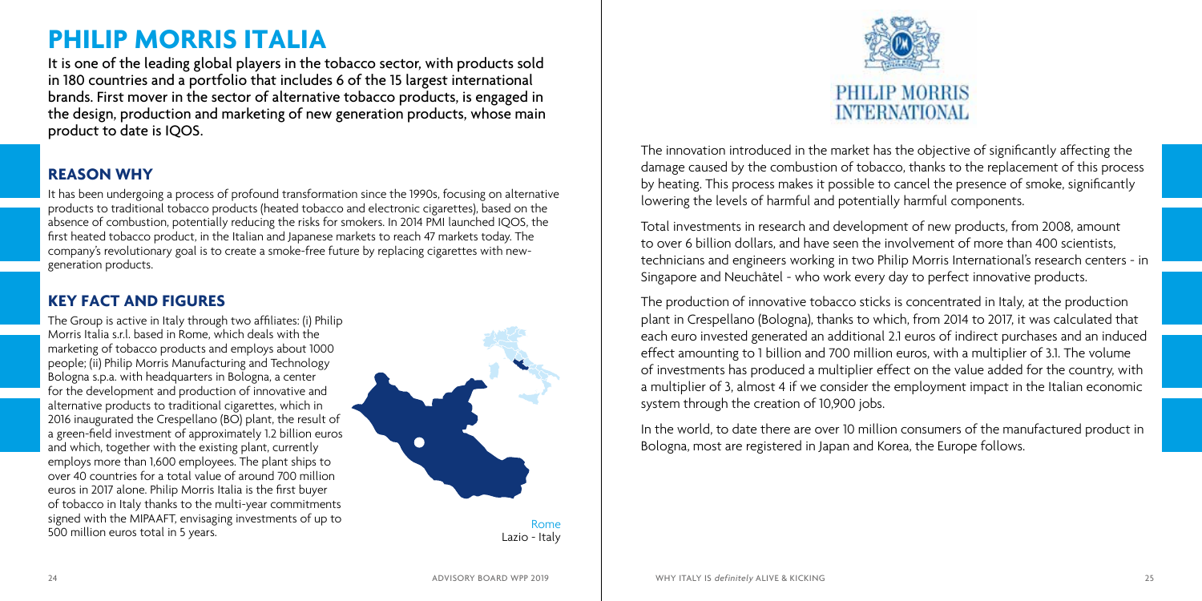# PHILIP MORRIS ITALIA

It is one of the leading global players in the tobacco sector, with products sold in 180 countries and a portfolio that includes 6 of the 15 largest international brands. First mover in the sector of alternative tobacco products, is engaged in the design, production and marketing of new generation products, whose main product to date is IQOS.

## REASON WHY

It has been undergoing a process of profound transformation since the 1990s, focusing on alternative products to traditional tobacco products (heated tobacco and electronic cigarettes), based on the absence of combustion, potentially reducing the risks for smokers. In 2014 PMI launched IQOS, the first heated tobacco product, in the Italian and Japanese markets to reach 47 markets today. The company's revolutionary goal is to create a smoke-free future by replacing cigarettes with new-generation products.

## KEY FACT AND FIGURES

The Group is active in Italy through two affiliates: (i) Philip Morris Italia s.r.l. based in Rome, which deals with the marketing of tobacco products and employs about 1000 people; (ii) Philip Morris Manufacturing and Technology Bologna s.p.a. with headquarters in Bologna, a center for the development and production of innovative and alternative products to traditional cigarettes, which in 2016 inaugurated the Crespellano (BO) plant, the result of a green-field investment of approximately 1.2 billion euros and which, together with the existing plant, currently employs more than 1,600 employees. The plant ships to over 40 countries for a total value of around 700 million euros in 2017 alone. Philip Morris Italia is the first buyer of tobacco in Italy thanks to the multi-year commitments signed with the MIPAAFT, envisaging investments of up to 500 million euros total in 5 years.

Rome
Lazio - Italy

PHILIP MORRIS INTERNATIONAL

The innovation introduced in the market has the objective of significantly affecting the damage caused by the combustion of tobacco, thanks to the replacement of this process by heating. This process makes it possible to cancel the presence of smoke, significantly lowering the levels of harmful and potentially harmful components.

Total investments in research and development of new products, from 2008, amount to over 6 billion dollars, and have seen the involvement of more than 400 scientists, technicians and engineers working in two Philip Morris International's research centers - in Singapore and Neuchâtel - who work every day to perfect innovative products.

The production of innovative tobacco sticks is concentrated in Italy, at the production plant in Crespellano (Bologna), thanks to which, from 2014 to 2017, it was calculated that each euro invested generated an additional 2.1 euros of indirect purchases and an induced effect amounting to 1 billion and 700 million euros, with a multiplier of 3.1. The volume of investments has produced a multiplier effect on the value added for the country, with a multiplier of 3, almost 4 if we consider the employment impact in the Italian economic system through the creation of 10,900 jobs.

In the world, to date there are over 10 million consumers of the manufactured product in Bologna, most are registered in Japan and Korea, the Europe follows.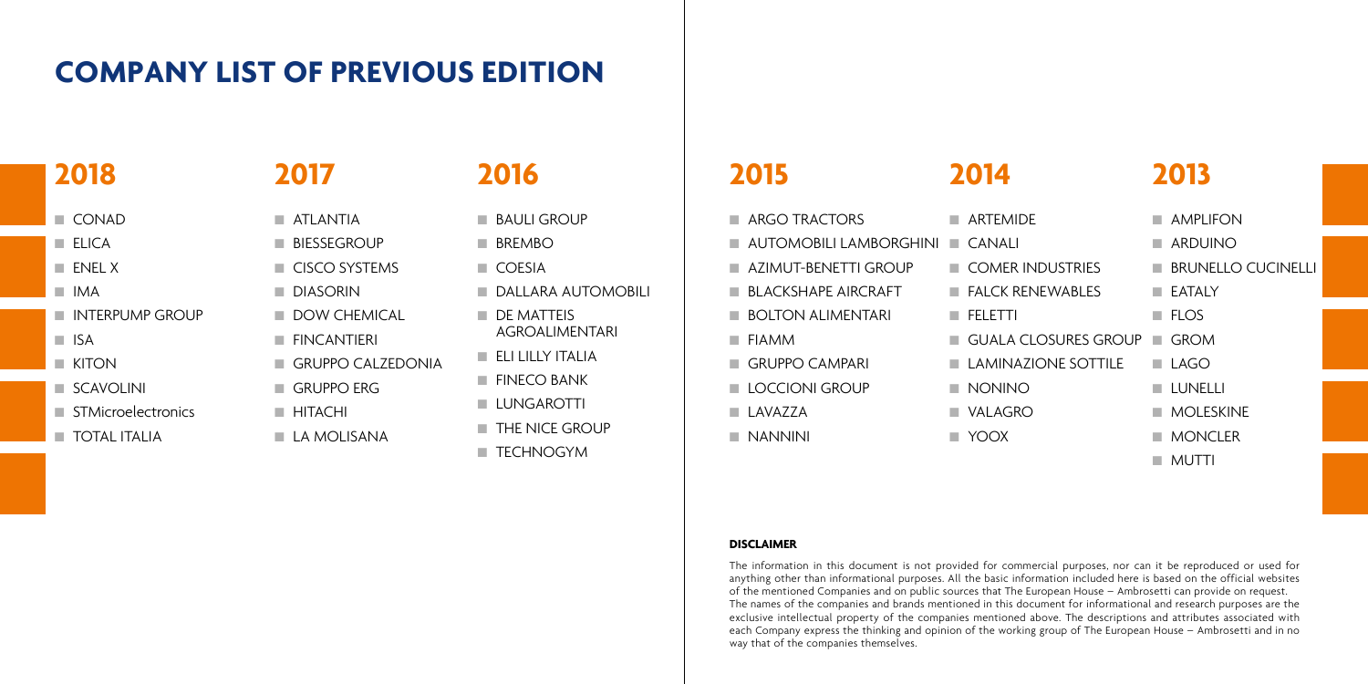# COMPANY LIST OF PREVIOUS EDITION

## 2018

- CONAD
- ELICA
- ENEL X
- IMA
- INTERPUMP GROUP
- ISA
- KITON
- SCAVOLINI
- STMicroelectronics
- TOTAL ITALIA

## 2017

- ATLANTIA
- BIESSEGROUP
- CISCO SYSTEMS
- DIASORIN
- DOW CHEMICAL
- FINCANTIERI
- GRUPPO CALZEDONIA
- GRUPPO ERG
- HITACHI
- LA MOLISANA

## 2016

- BAULI GROUP
- BREMBO
- COESIA
- DALLARA AUTOMOBILI
- DE MATTEIS AGROALIMENTARI
- ELI LILLY ITALIA
- FINECO BANK
- LUNGAROTTI
- THE NICE GROUP
- TECHNOGYM

## 2015

- ARGO TRACTORS
- AUTOMOBILI LAMBORGHINI
- AZIMUT-BENETTI GROUP
- BLACKSHAPE AIRCRAFT
- BOLTON ALIMENTARI
- FIAMM
- GRUPPO CAMPARI
- LOCCIONI GROUP
- LAVAZZA
- NANNINI

## 2014

- ARTEMIDE
- CANALI
- COMER INDUSTRIES
- FALCK RENEWABLES
- FELETTI
- GUALA CLOSURES GROUP
- LAMINAZIONE SOTTILE
- NONINO
- VALAGRO
- YOOX

## 2013

- AMPLIFON
- ARDUINO
- BRUNELLO CUCINELLI
- EATALY
- FLOS
- GROM
- LAGO
- LUNELLI
- MOLESKINE
- MONCLER
- MUTTI

**DISCLAIMER**

The information in this document is not provided for commercial purposes, nor can it be reproduced or used for anything other than informational purposes. All the basic information included here is based on the official websites of the mentioned Companies and on public sources that The European House – Ambrosetti can provide on request. The names of the companies and brands mentioned in this document for informational and research purposes are the exclusive intellectual property of the companies mentioned above. The descriptions and attributes associated with each Company express the thinking and opinion of the working group of The European House – Ambrosetti and in no way that of the companies themselves.